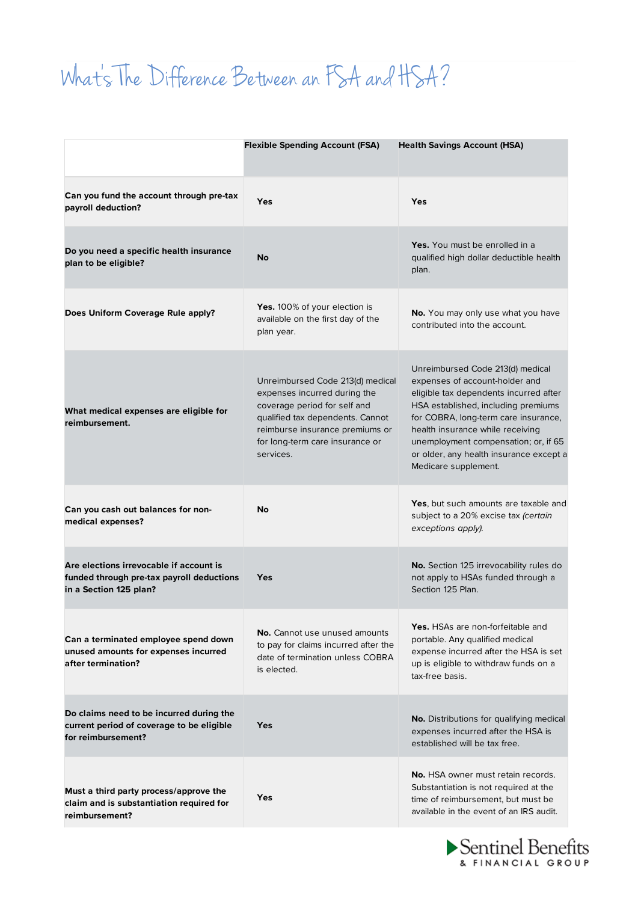# What's The Difference Between an FSA and HSA?

| | Flexible Spending Account (FSA) | Health Savings Account (HSA) |
|---|---|---|
| **Can you fund the account through pre-tax payroll deduction?** | **Yes** | **Yes** |
| **Do you need a specific health insurance plan to be eligible?** | **No** | **Yes.** You must be enrolled in a qualified high dollar deductible health plan. |
| **Does Uniform Coverage Rule apply?** | **Yes.** 100% of your election is available on the first day of the plan year. | **No.** You may only use what you have contributed into the account. |
| **What medical expenses are eligible for reimbursement.** | Unreimbursed Code 213(d) medical expenses incurred during the coverage period for self and qualified tax dependents. Cannot reimburse insurance premiums or for long-term care insurance or services. | Unreimbursed Code 213(d) medical expenses of account-holder and eligible tax dependents incurred after HSA established, including premiums for COBRA, long-term care insurance, health insurance while receiving unemployment compensation; or, if 65 or older, any health insurance except a Medicare supplement. |
| **Can you cash out balances for non-medical expenses?** | **No** | **Yes**, but such amounts are taxable and subject to a 20% excise tax *(certain exceptions apply).* |
| **Are elections irrevocable if account is funded through pre-tax payroll deductions in a Section 125 plan?** | **Yes** | **No.** Section 125 irrevocability rules do not apply to HSAs funded through a Section 125 Plan. |
| **Can a terminated employee spend down unused amounts for expenses incurred after termination?** | **No.** Cannot use unused amounts to pay for claims incurred after the date of termination unless COBRA is elected. | **Yes.** HSAs are non-forfeitable and portable. Any qualified medical expense incurred after the HSA is set up is eligible to withdraw funds on a tax-free basis. |
| **Do claims need to be incurred during the current period of coverage to be eligible for reimbursement?** | **Yes** | **No.** Distributions for qualifying medical expenses incurred after the HSA is established will be tax free. |
| **Must a third party process/approve the claim and is substantiation required for reimbursement?** | **Yes** | **No.** HSA owner must retain records. Substantiation is not required at the time of reimbursement, but must be available in the event of an IRS audit. |

Sentinel Benefits & FINANCIAL GROUP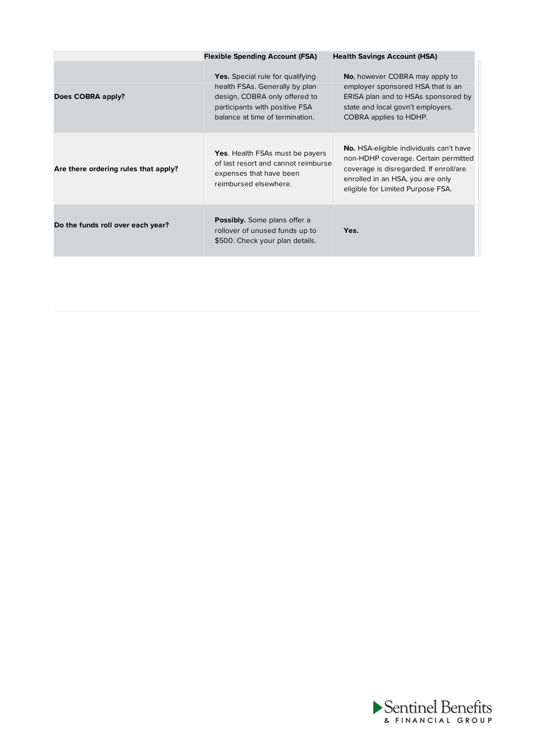| | Flexible Spending Account (FSA) | Health Savings Account (HSA) |
|---|---|---|
| **Does COBRA apply?** | **Yes.** Special rule for qualifying health FSAs. Generally by plan design, COBRA only offered to participants with positive FSA balance at time of termination. | **No**, however COBRA may apply to employer sponsored HSA that is an ERISA plan and to HSAs sponsored by state and local govn't employers. COBRA applies to HDHP. |
| **Are there ordering rules that apply?** | **Yes**. Health FSAs must be payers of last resort and cannot reimburse expenses that have been reimbursed elsewhere. | **No.** HSA-eligible individuals can't have non-HDHP coverage. Certain permitted coverage is disregarded. If enroll/are enrolled in an HSA, you are only eligible for Limited Purpose FSA. |
| **Do the funds roll over each year?** | **Possibly.** Some plans offer a rollover of unused funds up to $500. Check your plan details. | **Yes.** |

Sentinel Benefits & FINANCIAL GROUP